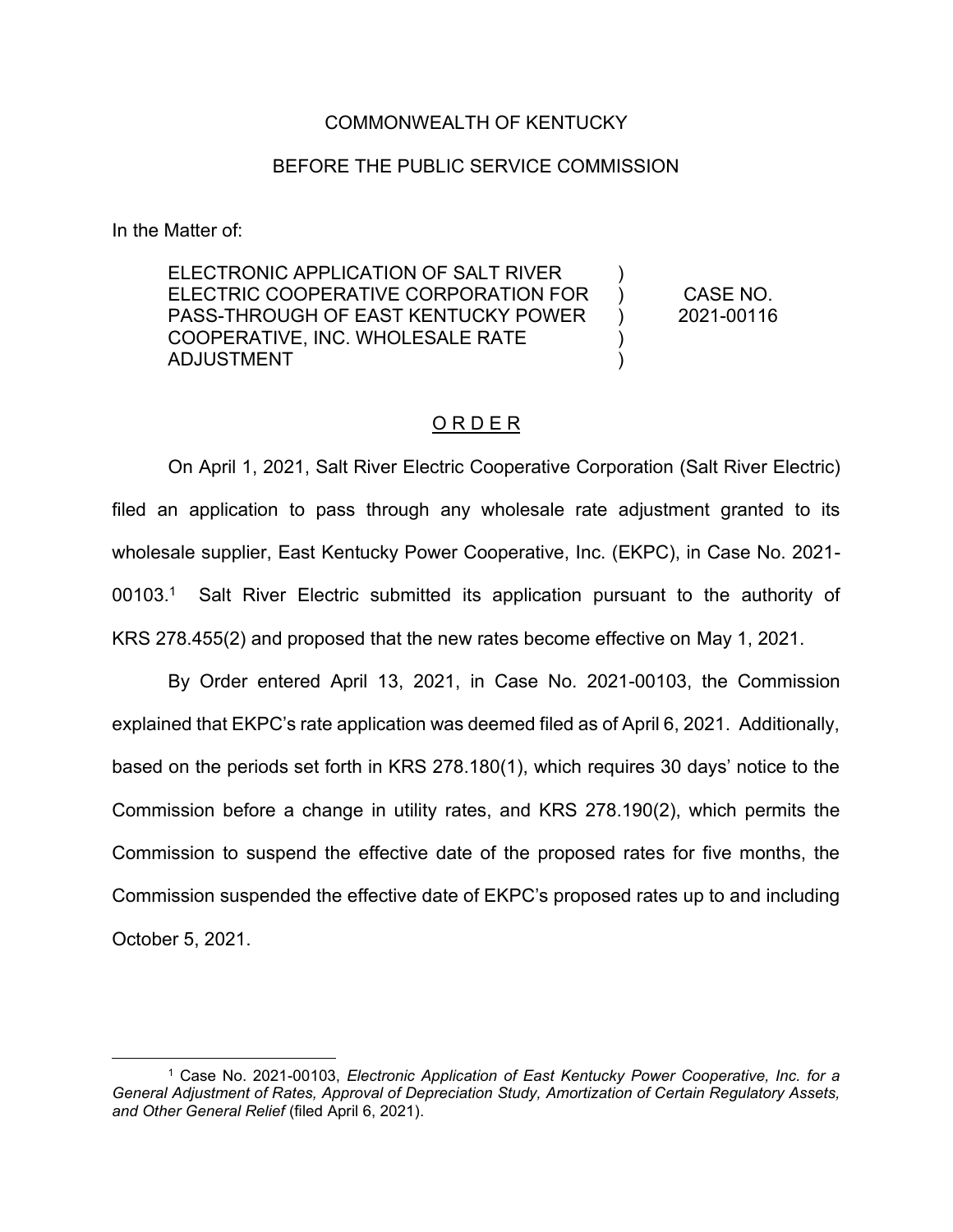COMMONWEALTH OF KENTUCKY

BEFORE THE PUBLIC SERVICE COMMISSION

In the Matter of:

| | | |
|---|---|---|
| ELECTRONIC APPLICATION OF SALT RIVER ELECTRIC COOPERATIVE CORPORATION FOR PASS-THROUGH OF EAST KENTUCKY POWER COOPERATIVE, INC. WHOLESALE RATE ADJUSTMENT | ) ) ) ) ) | CASE NO. 2021-00116 |

ORDER

On April 1, 2021, Salt River Electric Cooperative Corporation (Salt River Electric) filed an application to pass through any wholesale rate adjustment granted to its wholesale supplier, East Kentucky Power Cooperative, Inc. (EKPC), in Case No. 2021-00103.[1] Salt River Electric submitted its application pursuant to the authority of KRS 278.455(2) and proposed that the new rates become effective on May 1, 2021.

By Order entered April 13, 2021, in Case No. 2021-00103, the Commission explained that EKPC's rate application was deemed filed as of April 6, 2021. Additionally, based on the periods set forth in KRS 278.180(1), which requires 30 days' notice to the Commission before a change in utility rates, and KRS 278.190(2), which permits the Commission to suspend the effective date of the proposed rates for five months, the Commission suspended the effective date of EKPC's proposed rates up to and including October 5, 2021.

[1] Case No. 2021-00103, *Electronic Application of East Kentucky Power Cooperative, Inc. for a General Adjustment of Rates, Approval of Depreciation Study, Amortization of Certain Regulatory Assets, and Other General Relief* (filed April 6, 2021).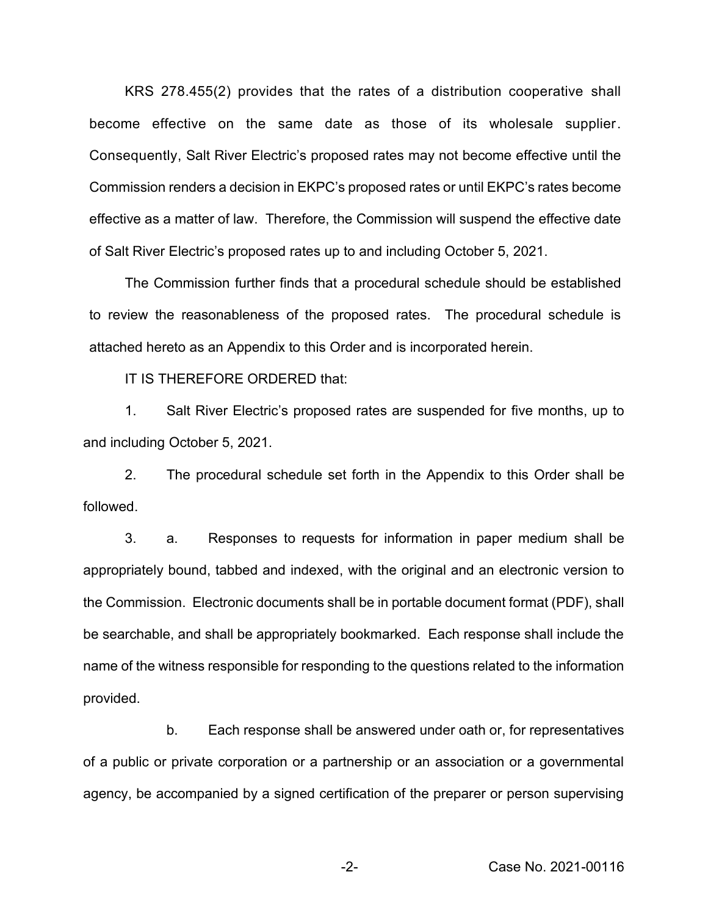KRS 278.455(2) provides that the rates of a distribution cooperative shall become effective on the same date as those of its wholesale supplier. Consequently, Salt River Electric's proposed rates may not become effective until the Commission renders a decision in EKPC's proposed rates or until EKPC's rates become effective as a matter of law. Therefore, the Commission will suspend the effective date of Salt River Electric's proposed rates up to and including October 5, 2021.

The Commission further finds that a procedural schedule should be established to review the reasonableness of the proposed rates. The procedural schedule is attached hereto as an Appendix to this Order and is incorporated herein.

IT IS THEREFORE ORDERED that:

1. Salt River Electric's proposed rates are suspended for five months, up to and including October 5, 2021.

2. The procedural schedule set forth in the Appendix to this Order shall be followed.

3. a. Responses to requests for information in paper medium shall be appropriately bound, tabbed and indexed, with the original and an electronic version to the Commission. Electronic documents shall be in portable document format (PDF), shall be searchable, and shall be appropriately bookmarked. Each response shall include the name of the witness responsible for responding to the questions related to the information provided.

b. Each response shall be answered under oath or, for representatives of a public or private corporation or a partnership or an association or a governmental agency, be accompanied by a signed certification of the preparer or person supervising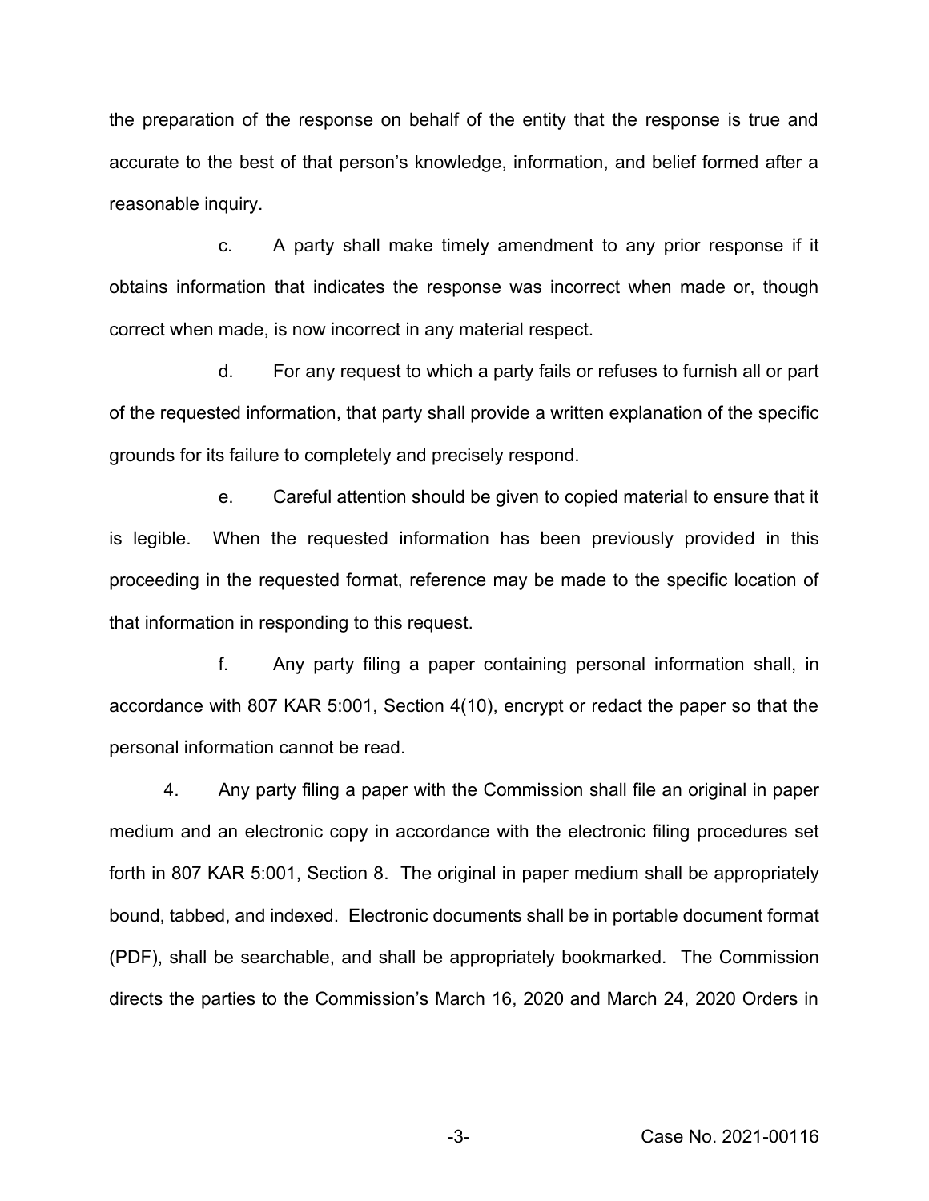the preparation of the response on behalf of the entity that the response is true and accurate to the best of that person's knowledge, information, and belief formed after a reasonable inquiry.

c. A party shall make timely amendment to any prior response if it obtains information that indicates the response was incorrect when made or, though correct when made, is now incorrect in any material respect.

d. For any request to which a party fails or refuses to furnish all or part of the requested information, that party shall provide a written explanation of the specific grounds for its failure to completely and precisely respond.

e. Careful attention should be given to copied material to ensure that it is legible. When the requested information has been previously provided in this proceeding in the requested format, reference may be made to the specific location of that information in responding to this request.

f. Any party filing a paper containing personal information shall, in accordance with 807 KAR 5:001, Section 4(10), encrypt or redact the paper so that the personal information cannot be read.

4. Any party filing a paper with the Commission shall file an original in paper medium and an electronic copy in accordance with the electronic filing procedures set forth in 807 KAR 5:001, Section 8. The original in paper medium shall be appropriately bound, tabbed, and indexed. Electronic documents shall be in portable document format (PDF), shall be searchable, and shall be appropriately bookmarked. The Commission directs the parties to the Commission's March 16, 2020 and March 24, 2020 Orders in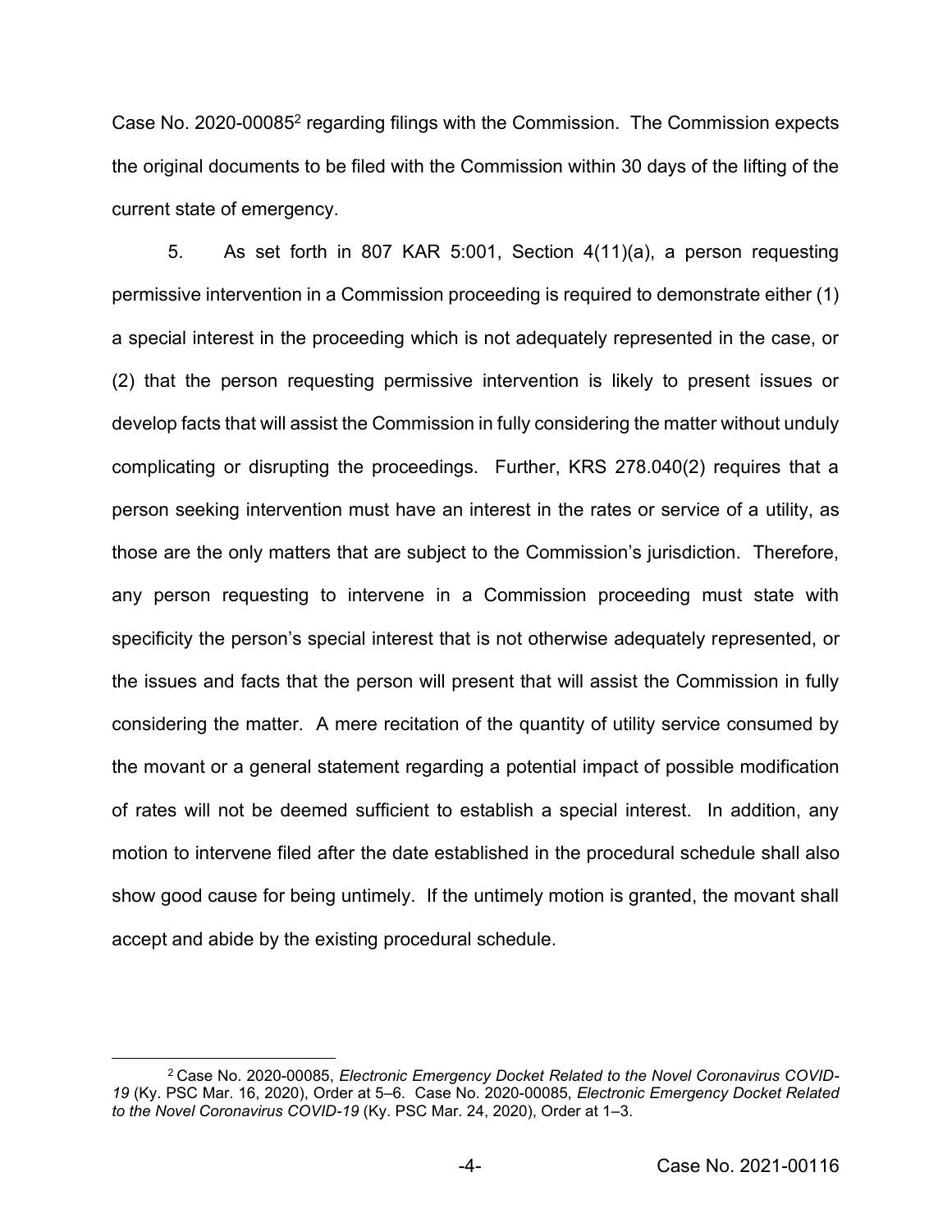Case No. 2020-00085[2] regarding filings with the Commission. The Commission expects the original documents to be filed with the Commission within 30 days of the lifting of the current state of emergency.

5. As set forth in 807 KAR 5:001, Section 4(11)(a), a person requesting permissive intervention in a Commission proceeding is required to demonstrate either (1) a special interest in the proceeding which is not adequately represented in the case, or (2) that the person requesting permissive intervention is likely to present issues or develop facts that will assist the Commission in fully considering the matter without unduly complicating or disrupting the proceedings. Further, KRS 278.040(2) requires that a person seeking intervention must have an interest in the rates or service of a utility, as those are the only matters that are subject to the Commission's jurisdiction. Therefore, any person requesting to intervene in a Commission proceeding must state with specificity the person's special interest that is not otherwise adequately represented, or the issues and facts that the person will present that will assist the Commission in fully considering the matter. A mere recitation of the quantity of utility service consumed by the movant or a general statement regarding a potential impact of possible modification of rates will not be deemed sufficient to establish a special interest. In addition, any motion to intervene filed after the date established in the procedural schedule shall also show good cause for being untimely. If the untimely motion is granted, the movant shall accept and abide by the existing procedural schedule.

[2] Case No. 2020-00085, *Electronic Emergency Docket Related to the Novel Coronavirus COVID-19* (Ky. PSC Mar. 16, 2020), Order at 5–6. Case No. 2020-00085, *Electronic Emergency Docket Related to the Novel Coronavirus COVID-19* (Ky. PSC Mar. 24, 2020), Order at 1–3.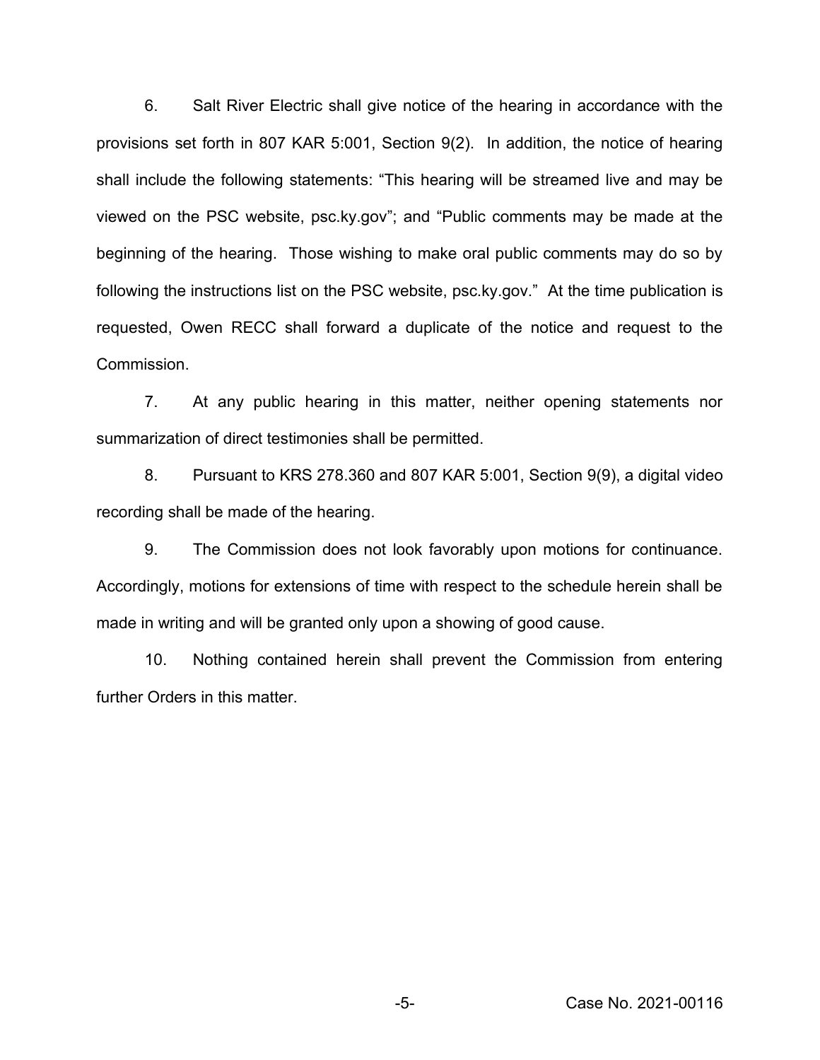6. Salt River Electric shall give notice of the hearing in accordance with the provisions set forth in 807 KAR 5:001, Section 9(2). In addition, the notice of hearing shall include the following statements: "This hearing will be streamed live and may be viewed on the PSC website, psc.ky.gov"; and "Public comments may be made at the beginning of the hearing. Those wishing to make oral public comments may do so by following the instructions list on the PSC website, psc.ky.gov." At the time publication is requested, Owen RECC shall forward a duplicate of the notice and request to the Commission.

7. At any public hearing in this matter, neither opening statements nor summarization of direct testimonies shall be permitted.

8. Pursuant to KRS 278.360 and 807 KAR 5:001, Section 9(9), a digital video recording shall be made of the hearing.

9. The Commission does not look favorably upon motions for continuance. Accordingly, motions for extensions of time with respect to the schedule herein shall be made in writing and will be granted only upon a showing of good cause.

10. Nothing contained herein shall prevent the Commission from entering further Orders in this matter.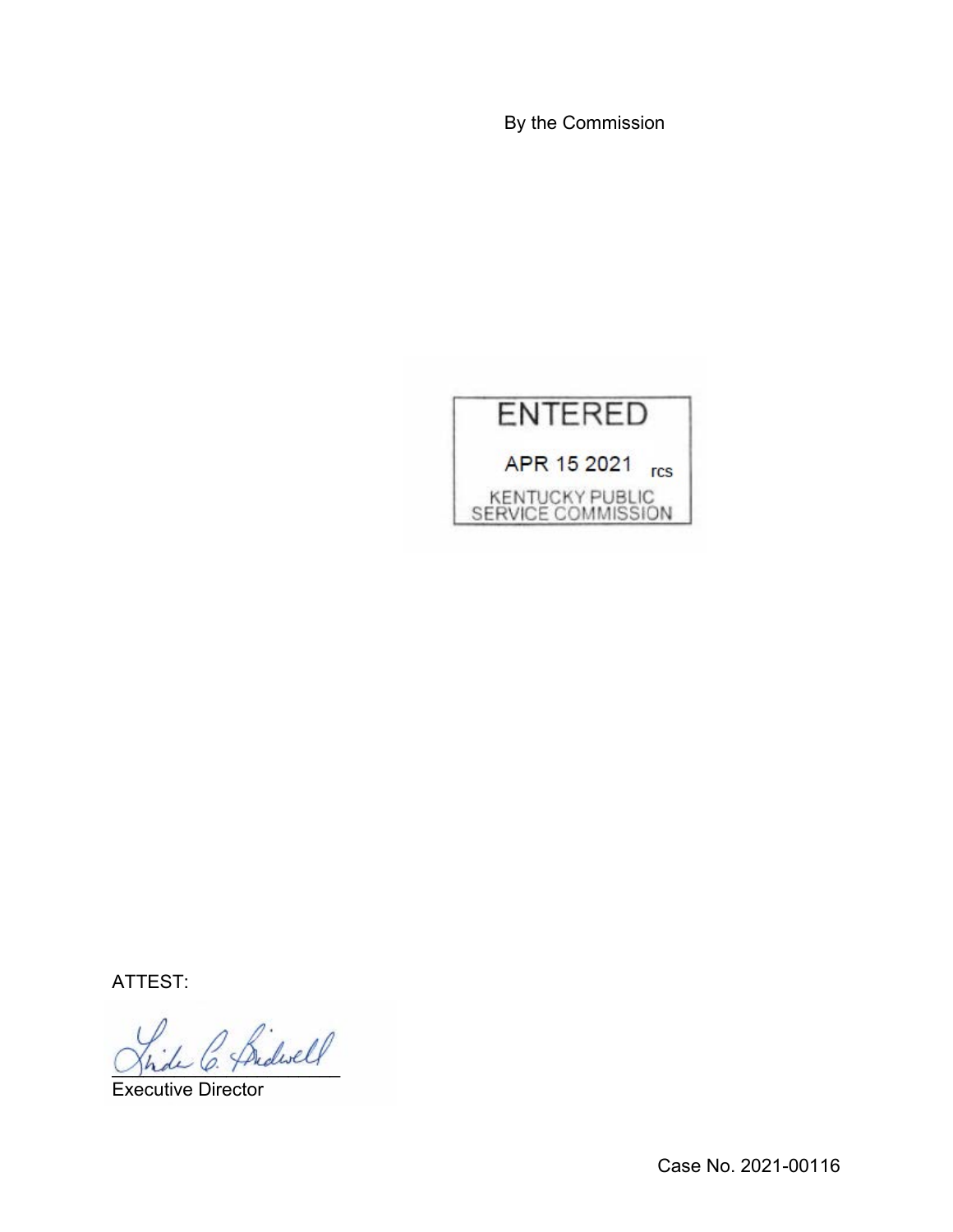By the Commission

ENTERED

APR 15 2021 rcs

KENTUCKY PUBLIC SERVICE COMMISSION

ATTEST:

Executive Director

Case No. 2021-00116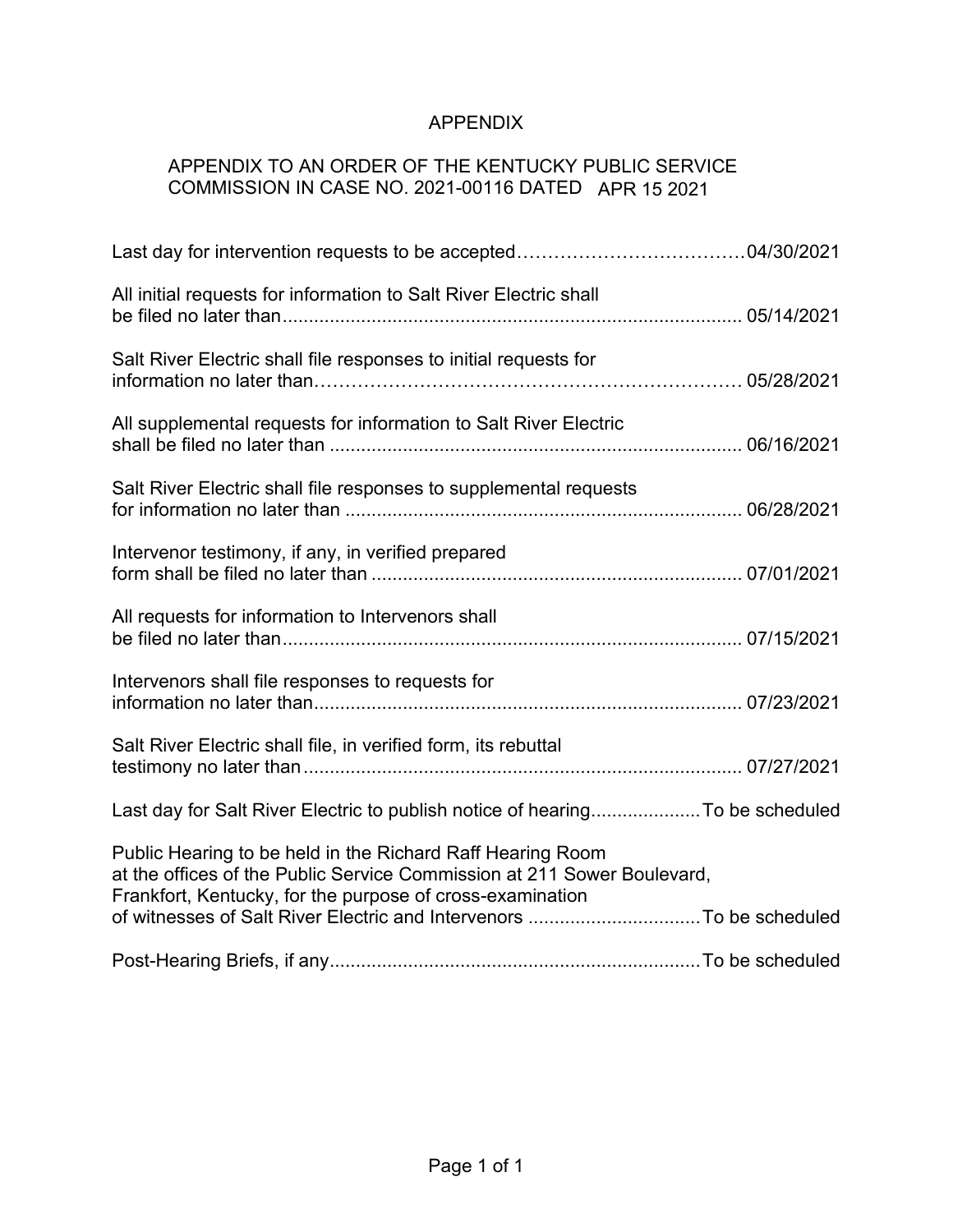# APPENDIX

## APPENDIX TO AN ORDER OF THE KENTUCKY PUBLIC SERVICE COMMISSION IN CASE NO. 2021-00116 DATED APR 15 2021

| | |
|---|---|
| Last day for intervention requests to be accepted | 04/30/2021 |
| All initial requests for information to Salt River Electric shall be filed no later than | 05/14/2021 |
| Salt River Electric shall file responses to initial requests for information no later than | 05/28/2021 |
| All supplemental requests for information to Salt River Electric shall be filed no later than | 06/16/2021 |
| Salt River Electric shall file responses to supplemental requests for information no later than | 06/28/2021 |
| Intervenor testimony, if any, in verified prepared form shall be filed no later than | 07/01/2021 |
| All requests for information to Intervenors shall be filed no later than | 07/15/2021 |
| Intervenors shall file responses to requests for information no later than | 07/23/2021 |
| Salt River Electric shall file, in verified form, its rebuttal testimony no later than | 07/27/2021 |
| Last day for Salt River Electric to publish notice of hearing | To be scheduled |
| Public Hearing to be held in the Richard Raff Hearing Room at the offices of the Public Service Commission at 211 Sower Boulevard, Frankfort, Kentucky, for the purpose of cross-examination of witnesses of Salt River Electric and Intervenors | To be scheduled |
| Post-Hearing Briefs, if any | To be scheduled |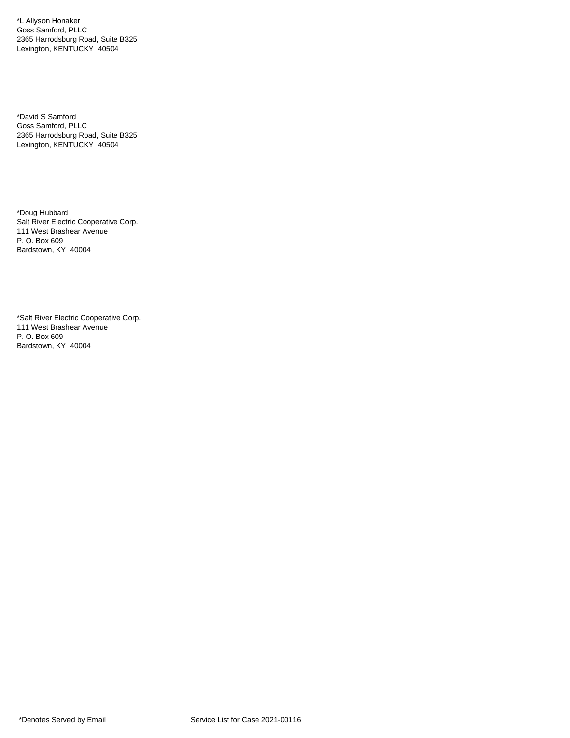*L Allyson Honaker
Goss Samford, PLLC
2365 Harrodsburg Road, Suite B325
Lexington, KENTUCKY  40504

*David S Samford
Goss Samford, PLLC
2365 Harrodsburg Road, Suite B325
Lexington, KENTUCKY  40504

*Doug Hubbard
Salt River Electric Cooperative Corp.
111 West Brashear Avenue
P. O. Box 609
Bardstown, KY  40004

*Salt River Electric Cooperative Corp.
111 West Brashear Avenue
P. O. Box 609
Bardstown, KY  40004

*Denotes Served by Email

Service List for Case 2021-00116